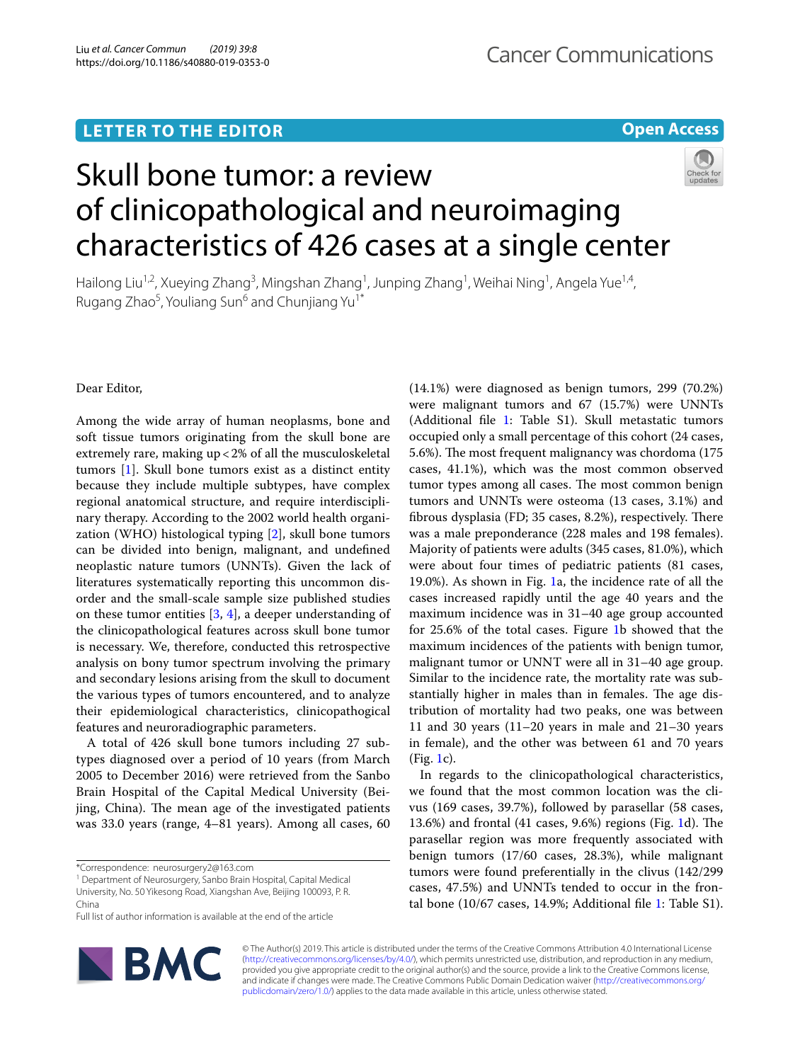LETTER TO THE EDITOR

Open Access

# Skull bone tumor: a review of clinicopathological and neuroimaging characteristics of 426 cases at a single center

Hailong Liu[1,2], Xueying Zhang[3], Mingshan Zhang[1], Junping Zhang[1], Weihai Ning[1], Angela Yue[1,4], Rugang Zhao[5], Youliang Sun[6] and Chunjiang Yu[1*]

Dear Editor,

Among the wide array of human neoplasms, bone and soft tissue tumors originating from the skull bone are extremely rare, making up < 2% of all the musculoskeletal tumors [1]. Skull bone tumors exist as a distinct entity because they include multiple subtypes, have complex regional anatomical structure, and require interdisciplinary therapy. According to the 2002 world health organization (WHO) histological typing [2], skull bone tumors can be divided into benign, malignant, and undefined neoplastic nature tumors (UNNTs). Given the lack of literatures systematically reporting this uncommon disorder and the small-scale sample size published studies on these tumor entities [3, 4], a deeper understanding of the clinicopathological features across skull bone tumor is necessary. We, therefore, conducted this retrospective analysis on bony tumor spectrum involving the primary and secondary lesions arising from the skull to document the various types of tumors encountered, and to analyze their epidemiological characteristics, clinicopathological features and neuroradiographic parameters.

A total of 426 skull bone tumors including 27 subtypes diagnosed over a period of 10 years (from March 2005 to December 2016) were retrieved from the Sanbo Brain Hospital of the Capital Medical University (Beijing, China). The mean age of the investigated patients was 33.0 years (range, 4–81 years). Among all cases, 60 (14.1%) were diagnosed as benign tumors, 299 (70.2%) were malignant tumors and 67 (15.7%) were UNNTs (Additional file 1: Table S1). Skull metastatic tumors occupied only a small percentage of this cohort (24 cases, 5.6%). The most frequent malignancy was chordoma (175 cases, 41.1%), which was the most common observed tumor types among all cases. The most common benign tumors and UNNTs were osteoma (13 cases, 3.1%) and fibrous dysplasia (FD; 35 cases, 8.2%), respectively. There was a male preponderance (228 males and 198 females). Majority of patients were adults (345 cases, 81.0%), which were about four times of pediatric patients (81 cases, 19.0%). As shown in Fig. 1a, the incidence rate of all the cases increased rapidly until the age 40 years and the maximum incidence was in 31–40 age group accounted for 25.6% of the total cases. Figure 1b showed that the maximum incidences of the patients with benign tumor, malignant tumor or UNNT were all in 31–40 age group. Similar to the incidence rate, the mortality rate was substantially higher in males than in females. The age distribution of mortality had two peaks, one was between 11 and 30 years (11–20 years in male and 21–30 years in female), and the other was between 61 and 70 years (Fig. 1c).

In regards to the clinicopathological characteristics, we found that the most common location was the clivus (169 cases, 39.7%), followed by parasellar (58 cases, 13.6%) and frontal (41 cases, 9.6%) regions (Fig. 1d). The parasellar region was more frequently associated with benign tumors (17/60 cases, 28.3%), while malignant tumors were found preferentially in the clivus (142/299 cases, 47.5%) and UNNTs tended to occur in the frontal bone (10/67 cases, 14.9%; Additional file 1: Table S1).

*Correspondence: neurosurgery2@163.com

[1] Department of Neurosurgery, Sanbo Brain Hospital, Capital Medical University, No. 50 Yikesong Road, Xiangshan Ave, Beijing 100093, P. R. China

Full list of author information is available at the end of the article

© The Author(s) 2019. This article is distributed under the terms of the Creative Commons Attribution 4.0 International License (http://creativecommons.org/licenses/by/4.0/), which permits unrestricted use, distribution, and reproduction in any medium, provided you give appropriate credit to the original author(s) and the source, provide a link to the Creative Commons license, and indicate if changes were made. The Creative Commons Public Domain Dedication waiver (http://creativecommons.org/publicdomain/zero/1.0/) applies to the data made available in this article, unless otherwise stated.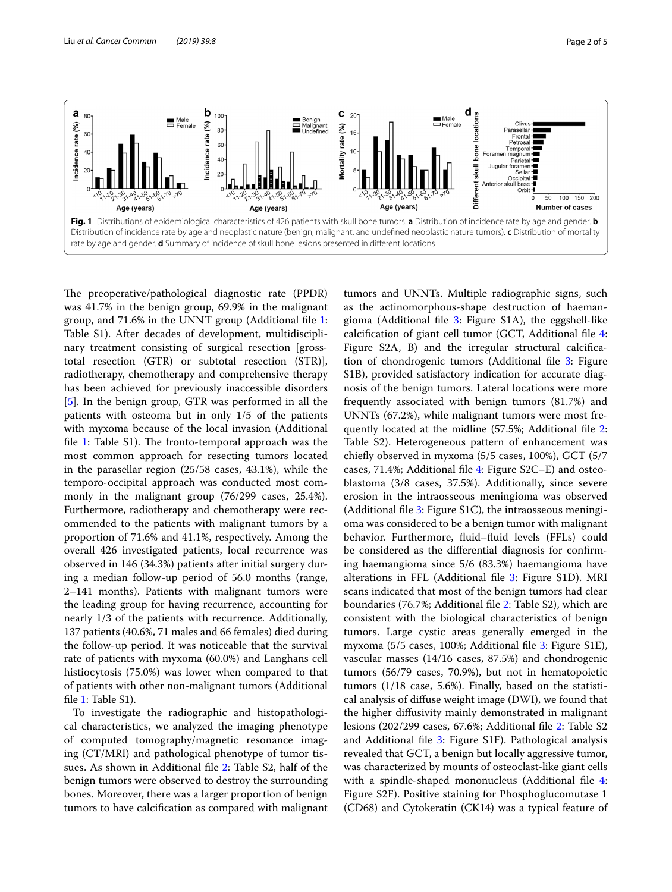**Fig. 1** Distributions of epidemiological characteristics of 426 patients with skull bone tumors. **a** Distribution of incidence rate by age and gender. **b** Distribution of incidence rate by age and neoplastic nature (benign, malignant, and undefined neoplastic nature tumors). **c** Distribution of mortality rate by age and gender. **d** Summary of incidence of skull bone lesions presented in different locations

The preoperative/pathological diagnostic rate (PPDR) was 41.7% in the benign group, 69.9% in the malignant group, and 71.6% in the UNNT group (Additional file 1: Table S1). After decades of development, multidisciplinary treatment consisting of surgical resection [gross-total resection (GTR) or subtotal resection (STR)], radiotherapy, chemotherapy and comprehensive therapy has been achieved for previously inaccessible disorders [5]. In the benign group, GTR was performed in all the patients with osteoma but in only 1/5 of the patients with myxoma because of the local invasion (Additional file 1: Table S1). The fronto-temporal approach was the most common approach for resecting tumors located in the parasellar region (25/58 cases, 43.1%), while the temporo-occipital approach was conducted most commonly in the malignant group (76/299 cases, 25.4%). Furthermore, radiotherapy and chemotherapy were recommended to the patients with malignant tumors by a proportion of 71.6% and 41.1%, respectively. Among the overall 426 investigated patients, local recurrence was observed in 146 (34.3%) patients after initial surgery during a median follow-up period of 56.0 months (range, 2–141 months). Patients with malignant tumors were the leading group for having recurrence, accounting for nearly 1/3 of the patients with recurrence. Additionally, 137 patients (40.6%, 71 males and 66 females) died during the follow-up period. It was noticeable that the survival rate of patients with myxoma (60.0%) and Langhans cell histiocytosis (75.0%) was lower when compared to that of patients with other non-malignant tumors (Additional file 1: Table S1).

To investigate the radiographic and histopathological characteristics, we analyzed the imaging phenotype of computed tomography/magnetic resonance imaging (CT/MRI) and pathological phenotype of tumor tissues. As shown in Additional file 2: Table S2, half of the benign tumors were observed to destroy the surrounding bones. Moreover, there was a larger proportion of benign tumors to have calcification as compared with malignant tumors and UNNTs. Multiple radiographic signs, such as the actinomorphous-shape destruction of haemangioma (Additional file 3: Figure S1A), the eggshell-like calcification of giant cell tumor (GCT, Additional file 4: Figure S2A, B) and the irregular structural calcification of chondrogenic tumors (Additional file 3: Figure S1B), provided satisfactory indication for accurate diagnosis of the benign tumors. Lateral locations were more frequently associated with benign tumors (81.7%) and UNNTs (67.2%), while malignant tumors were most frequently located at the midline (57.5%; Additional file 2: Table S2). Heterogeneous pattern of enhancement was chiefly observed in myxoma (5/5 cases, 100%), GCT (5/7 cases, 71.4%; Additional file 4: Figure S2C–E) and osteoblastoma (3/8 cases, 37.5%). Additionally, since severe erosion in the intraosseous meningioma was observed (Additional file 3: Figure S1C), the intraosseous meningioma was considered to be a benign tumor with malignant behavior. Furthermore, fluid–fluid levels (FFLs) could be considered as the differential diagnosis for confirming haemangioma since 5/6 (83.3%) haemangioma have alterations in FFL (Additional file 3: Figure S1D). MRI scans indicated that most of the benign tumors had clear boundaries (76.7%; Additional file 2: Table S2), which are consistent with the biological characteristics of benign tumors. Large cystic areas generally emerged in the myxoma (5/5 cases, 100%; Additional file 3: Figure S1E), vascular masses (14/16 cases, 87.5%) and chondrogenic tumors (56/79 cases, 70.9%), but not in hematopoietic tumors (1/18 case, 5.6%). Finally, based on the statistical analysis of diffuse weight image (DWI), we found that the higher diffusivity mainly demonstrated in malignant lesions (202/299 cases, 67.6%; Additional file 2: Table S2 and Additional file 3: Figure S1F). Pathological analysis revealed that GCT, a benign but locally aggressive tumor, was characterized by mounts of osteoclast-like giant cells with a spindle-shaped mononucleus (Additional file 4: Figure S2F). Positive staining for Phosphoglucomutase 1 (CD68) and Cytokeratin (CK14) was a typical feature of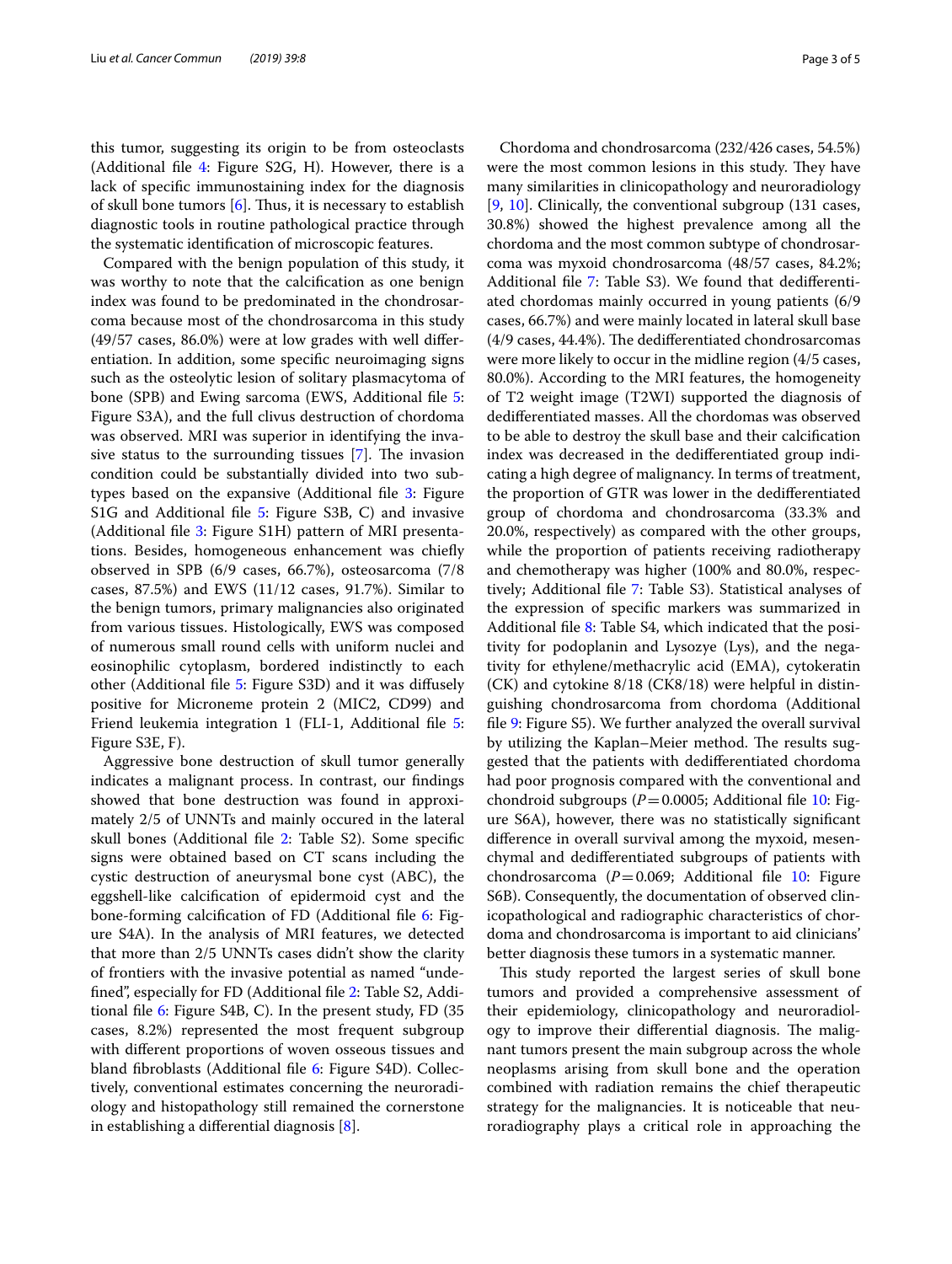this tumor, suggesting its origin to be from osteoclasts (Additional file 4: Figure S2G, H). However, there is a lack of specific immunostaining index for the diagnosis of skull bone tumors [6]. Thus, it is necessary to establish diagnostic tools in routine pathological practice through the systematic identification of microscopic features.

Compared with the benign population of this study, it was worthy to note that the calcification as one benign index was found to be predominated in the chondrosarcoma because most of the chondrosarcoma in this study (49/57 cases, 86.0%) were at low grades with well differentiation. In addition, some specific neuroimaging signs such as the osteolytic lesion of solitary plasmacytoma of bone (SPB) and Ewing sarcoma (EWS, Additional file 5: Figure S3A), and the full clivus destruction of chordoma was observed. MRI was superior in identifying the invasive status to the surrounding tissues [7]. The invasion condition could be substantially divided into two subtypes based on the expansive (Additional file 3: Figure S1G and Additional file 5: Figure S3B, C) and invasive (Additional file 3: Figure S1H) pattern of MRI presentations. Besides, homogeneous enhancement was chiefly observed in SPB (6/9 cases, 66.7%), osteosarcoma (7/8 cases, 87.5%) and EWS (11/12 cases, 91.7%). Similar to the benign tumors, primary malignancies also originated from various tissues. Histologically, EWS was composed of numerous small round cells with uniform nuclei and eosinophilic cytoplasm, bordered indistinctly to each other (Additional file 5: Figure S3D) and it was diffusely positive for Microneme protein 2 (MIC2, CD99) and Friend leukemia integration 1 (FLI-1, Additional file 5: Figure S3E, F).

Aggressive bone destruction of skull tumor generally indicates a malignant process. In contrast, our findings showed that bone destruction was found in approximately 2/5 of UNNTs and mainly occured in the lateral skull bones (Additional file 2: Table S2). Some specific signs were obtained based on CT scans including the cystic destruction of aneurysmal bone cyst (ABC), the eggshell-like calcification of epidermoid cyst and the bone-forming calcification of FD (Additional file 6: Figure S4A). In the analysis of MRI features, we detected that more than 2/5 UNNTs cases didn't show the clarity of frontiers with the invasive potential as named "undefined", especially for FD (Additional file 2: Table S2, Additional file 6: Figure S4B, C). In the present study, FD (35 cases, 8.2%) represented the most frequent subgroup with different proportions of woven osseous tissues and bland fibroblasts (Additional file 6: Figure S4D). Collectively, conventional estimates concerning the neuroradiology and histopathology still remained the cornerstone in establishing a differential diagnosis [8].

Chordoma and chondrosarcoma (232/426 cases, 54.5%) were the most common lesions in this study. They have many similarities in clinicopathology and neuroradiology [9, 10]. Clinically, the conventional subgroup (131 cases, 30.8%) showed the highest prevalence among all the chordoma and the most common subtype of chondrosarcoma was myxoid chondrosarcoma (48/57 cases, 84.2%; Additional file 7: Table S3). We found that dedifferentiated chordomas mainly occurred in young patients (6/9 cases, 66.7%) and were mainly located in lateral skull base (4/9 cases, 44.4%). The dedifferentiated chondrosarcomas were more likely to occur in the midline region (4/5 cases, 80.0%). According to the MRI features, the homogeneity of T2 weight image (T2WI) supported the diagnosis of dedifferentiated masses. All the chordomas was observed to be able to destroy the skull base and their calcification index was decreased in the dedifferentiated group indicating a high degree of malignancy. In terms of treatment, the proportion of GTR was lower in the dedifferentiated group of chordoma and chondrosarcoma (33.3% and 20.0%, respectively) as compared with the other groups, while the proportion of patients receiving radiotherapy and chemotherapy was higher (100% and 80.0%, respectively; Additional file 7: Table S3). Statistical analyses of the expression of specific markers was summarized in Additional file 8: Table S4, which indicated that the positivity for podoplanin and Lysozye (Lys), and the negativity for ethylene/methacrylic acid (EMA), cytokeratin (CK) and cytokine 8/18 (CK8/18) were helpful in distinguishing chondrosarcoma from chordoma (Additional file 9: Figure S5). We further analyzed the overall survival by utilizing the Kaplan–Meier method. The results suggested that the patients with dedifferentiated chordoma had poor prognosis compared with the conventional and chondroid subgroups ($P=0.0005$; Additional file 10: Figure S6A), however, there was no statistically significant difference in overall survival among the myxoid, mesenchymal and dedifferentiated subgroups of patients with chondrosarcoma ($P=0.069$; Additional file 10: Figure S6B). Consequently, the documentation of observed clinicopathological and radiographic characteristics of chordoma and chondrosarcoma is important to aid clinicians' better diagnosis these tumors in a systematic manner.

This study reported the largest series of skull bone tumors and provided a comprehensive assessment of their epidemiology, clinicopathology and neuroradiology to improve their differential diagnosis. The malignant tumors present the main subgroup across the whole neoplasms arising from skull bone and the operation combined with radiation remains the chief therapeutic strategy for the malignancies. It is noticeable that neuroradiography plays a critical role in approaching the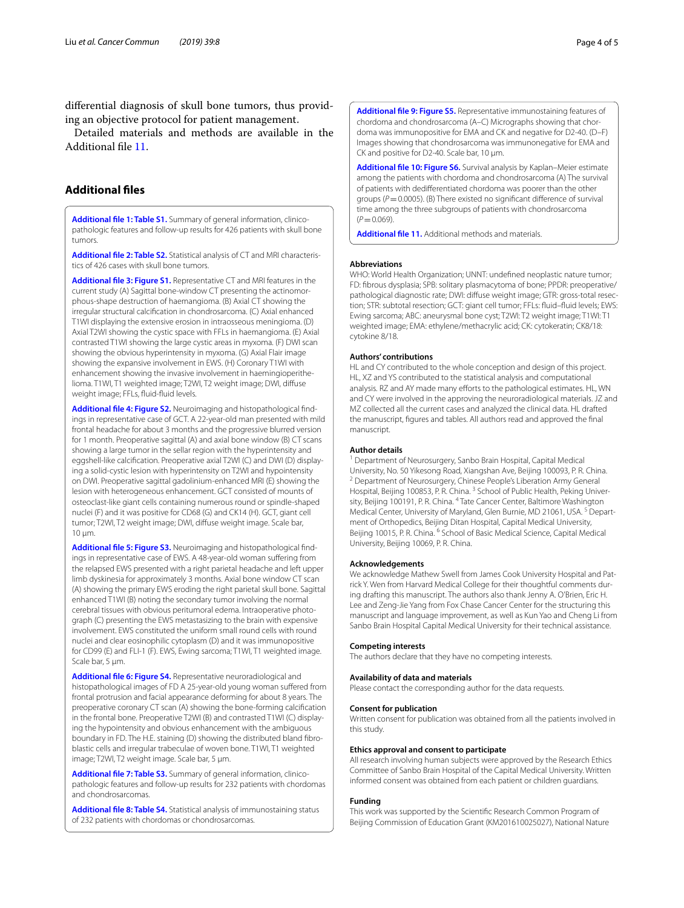differential diagnosis of skull bone tumors, thus providing an objective protocol for patient management.

Detailed materials and methods are available in the Additional file 11.

## Additional files

**Additional file 1: Table S1.** Summary of general information, clinicopathologic features and follow-up results for 426 patients with skull bone tumors.

**Additional file 2: Table S2.** Statistical analysis of CT and MRI characteristics of 426 cases with skull bone tumors.

**Additional file 3: Figure S1.** Representative CT and MRI features in the current study (A) Sagittal bone-window CT presenting the actinomorphous-shape destruction of haemangioma. (B) Axial CT showing the irregular structural calcification in chondrosarcoma. (C) Axial enhanced T1WI displaying the extensive erosion in intraosseous meningioma. (D) Axial T2WI showing the cystic space with FFLs in haemangioma. (E) Axial contrasted T1WI showing the large cystic areas in myxoma. (F) DWI scan showing the obvious hyperintensity in myxoma. (G) Axial Flair image showing the expansive involvement in EWS. (H) Coronary T1WI with enhancement showing the invasive involvement in haemingioperithelioma. T1WI, T1 weighted image; T2WI, T2 weight image; DWI, diffuse weight image; FFLs, fluid-fluid levels.

**Additional file 4: Figure S2.** Neuroimaging and histopathological findings in representative case of GCT. A 22-year-old man presented with mild frontal headache for about 3 months and the progressive blurred version for 1 month. Preoperative sagittal (A) and axial bone window (B) CT scans showing a large tumor in the sellar region with the hyperintensity and eggshell-like calcification. Preoperative axial T2WI (C) and DWI (D) displaying a solid-cystic lesion with hyperintensity on T2WI and hypointensity on DWI. Preoperative sagittal gadolinium-enhanced MRI (E) showing the lesion with heterogeneous enhancement. GCT consisted of mounts of osteoclast-like giant cells containing numerous round or spindle-shaped nuclei (F) and it was positive for CD68 (G) and CK14 (H). GCT, giant cell tumor; T2WI, T2 weight image; DWI, diffuse weight image. Scale bar, 10 μm.

**Additional file 5: Figure S3.** Neuroimaging and histopathological findings in representative case of EWS. A 48-year-old woman suffering from the relapsed EWS presented with a right parietal headache and left upper limb dyskinesia for approximately 3 months. Axial bone window CT scan (A) showing the primary EWS eroding the right parietal skull bone. Sagittal enhanced T1WI (B) noting the secondary tumor involving the normal cerebral tissues with obvious peritumoral edema. Intraoperative photograph (C) presenting the EWS metastasizing to the brain with expensive involvement. EWS constituted the uniform small round cells with round nuclei and clear eosinophilic cytoplasm (D) and it was immunopositive for CD99 (E) and FLI-1 (F). EWS, Ewing sarcoma; T1WI, T1 weighted image. Scale bar, 5 μm.

**Additional file 6: Figure S4.** Representative neuroradiological and histopathological images of FD A 25-year-old young woman suffered from frontal protrusion and facial appearance deforming for about 8 years. The preoperative coronary CT scan (A) showing the bone-forming calcification in the frontal bone. Preoperative T2WI (B) and contrasted T1WI (C) displaying the hypointensity and obvious enhancement with the ambiguous boundary in FD. The H.E. staining (D) showing the distributed bland fibroblastic cells and irregular trabeculae of woven bone. T1WI, T1 weighted image; T2WI, T2 weight image. Scale bar, 5 μm.

**Additional file 7: Table S3.** Summary of general information, clinicopathologic features and follow-up results for 232 patients with chordomas and chondrosarcomas.

**Additional file 8: Table S4.** Statistical analysis of immunostaining status of 232 patients with chordomas or chondrosarcomas.

**Additional file 9: Figure S5.** Representative immunostaining features of chordoma and chondrosarcoma (A–C) Micrographs showing that chordoma was immunopositive for EMA and CK and negative for D2-40. (D–F) Images showing that chondrosarcoma was immunonegative for EMA and CK and positive for D2-40. Scale bar, 10 μm.

**Additional file 10: Figure S6.** Survival analysis by Kaplan–Meier estimate among the patients with chordoma and chondrosarcoma (A) The survival of patients with dedifferentiated chordoma was poorer than the other groups ($P = 0.0005$). (B) There existed no significant difference of survival time among the three subgroups of patients with chondrosarcoma ($P = 0.069$).

**Additional file 11.** Additional methods and materials.

### Abbreviations

WHO: World Health Organization; UNNT: undefined neoplastic nature tumor; FD: fibrous dysplasia; SPB: solitary plasmacytoma of bone; PPDR: preoperative/pathological diagnostic rate; DWI: diffuse weight image; GTR: gross-total resection; STR: subtotal resection; GCT: giant cell tumor; FFLs: fluid–fluid levels; EWS: Ewing sarcoma; ABC: aneurysmal bone cyst; T2WI: T2 weight image; T1WI: T1 weighted image; EMA: ethylene/methacrylic acid; CK: cytokeratin; CK8/18: cytokine 8/18.

### Authors' contributions

HL and CY contributed to the whole conception and design of this project. HL, XZ and YS contributed to the statistical analysis and computational analysis. RZ and AY made many efforts to the pathological estimates. HL, WN and CY were involved in the approving the neuroradiological materials. JZ and MZ collected all the current cases and analyzed the clinical data. HL drafted the manuscript, figures and tables. All authors read and approved the final manuscript.

### Author details

[1] Department of Neurosurgery, Sanbo Brain Hospital, Capital Medical University, No. 50 Yikesong Road, Xiangshan Ave, Beijing 100093, P. R. China. [2] Department of Neurosurgery, Chinese People's Liberation Army General Hospital, Beijing 100853, P. R. China. [3] School of Public Health, Peking University, Beijing 100191, P. R. China. [4] Tate Cancer Center, Baltimore Washington Medical Center, University of Maryland, Glen Burnie, MD 21061, USA. [5] Department of Orthopedics, Beijing Ditan Hospital, Capital Medical University, Beijing 10015, P. R. China. [6] School of Basic Medical Science, Capital Medical University, Beijing 10069, P. R. China.

### Acknowledgements

We acknowledge Mathew Swell from James Cook University Hospital and Patrick Y. Wen from Harvard Medical College for their thoughtful comments during drafting this manuscript. The authors also thank Jenny A. O'Brien, Eric H. Lee and Zeng-Jie Yang from Fox Chase Cancer Center for the structuring this manuscript and language improvement, as well as Kun Yao and Cheng Li from Sanbo Brain Hospital Capital Medical University for their technical assistance.

### Competing interests

The authors declare that they have no competing interests.

### Availability of data and materials

Please contact the corresponding author for the data requests.

### Consent for publication

Written consent for publication was obtained from all the patients involved in this study.

### Ethics approval and consent to participate

All research involving human subjects were approved by the Research Ethics Committee of Sanbo Brain Hospital of the Capital Medical University. Written informed consent was obtained from each patient or children guardians.

### Funding

This work was supported by the Scientific Research Common Program of Beijing Commission of Education Grant (KM201610025027), National Nature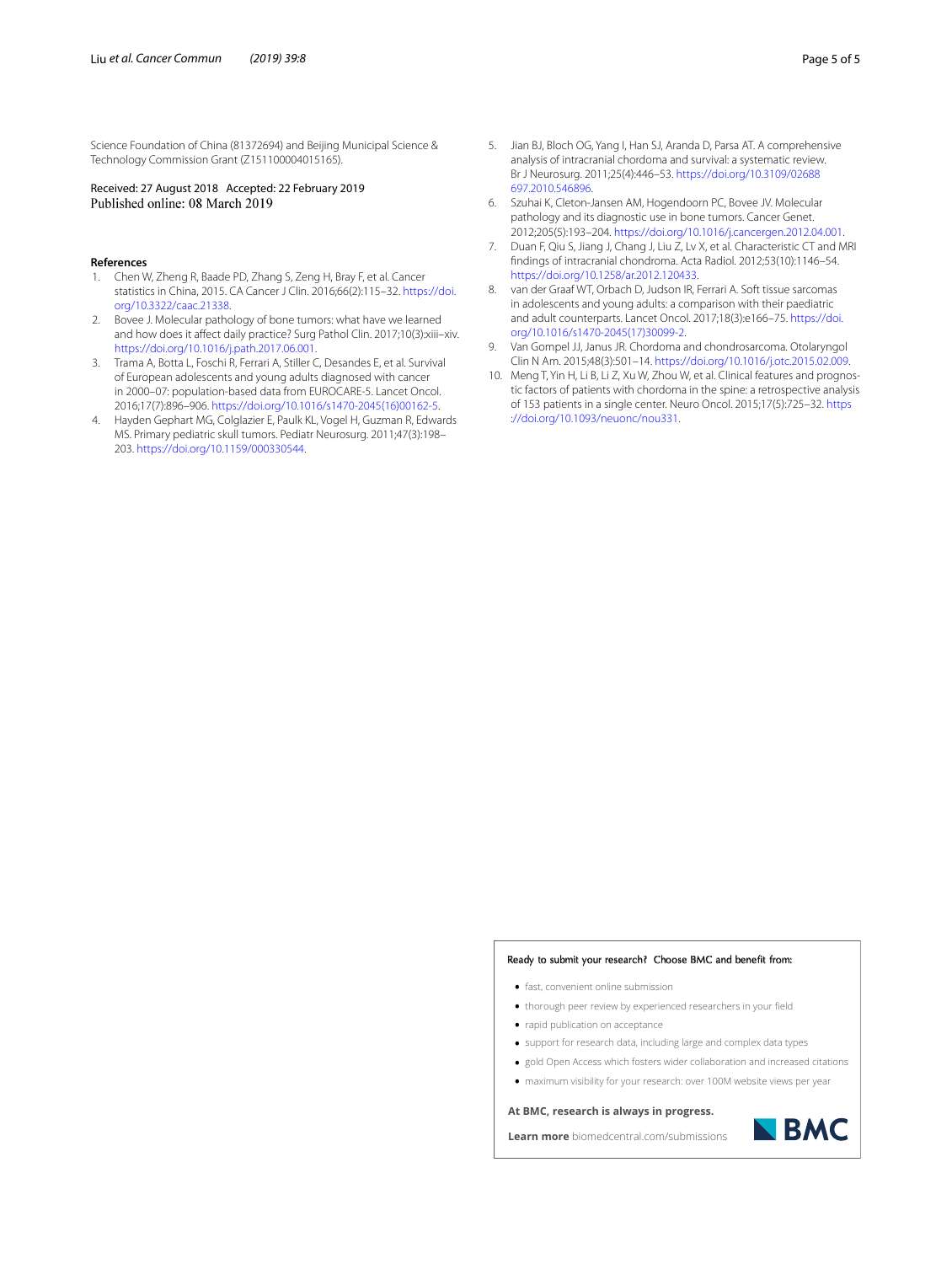Science Foundation of China (81372694) and Beijing Municipal Science & Technology Commission Grant (Z151100004015165).

Received: 27 August 2018 Accepted: 22 February 2019
Published online: 08 March 2019

## References

1. Chen W, Zheng R, Baade PD, Zhang S, Zeng H, Bray F, et al. Cancer statistics in China, 2015. CA Cancer J Clin. 2016;66(2):115–32. https://doi.org/10.3322/caac.21338.
2. Bovee J. Molecular pathology of bone tumors: what have we learned and how does it affect daily practice? Surg Pathol Clin. 2017;10(3):xiii–xiv. https://doi.org/10.1016/j.path.2017.06.001.
3. Trama A, Botta L, Foschi R, Ferrari A, Stiller C, Desandes E, et al. Survival of European adolescents and young adults diagnosed with cancer in 2000–07: population-based data from EUROCARE-5. Lancet Oncol. 2016;17(7):896–906. https://doi.org/10.1016/s1470-2045(16)00162-5.
4. Hayden Gephart MG, Colglazier E, Paulk KL, Vogel H, Guzman R, Edwards MS. Primary pediatric skull tumors. Pediatr Neurosurg. 2011;47(3):198–203. https://doi.org/10.1159/000330544.
5. Jian BJ, Bloch OG, Yang I, Han SJ, Aranda D, Parsa AT. A comprehensive analysis of intracranial chordoma and survival: a systematic review. Br J Neurosurg. 2011;25(4):446–53. https://doi.org/10.3109/02688697.2010.546896.
6. Szuhai K, Cleton-Jansen AM, Hogendoorn PC, Bovee JV. Molecular pathology and its diagnostic use in bone tumors. Cancer Genet. 2012;205(5):193–204. https://doi.org/10.1016/j.cancergen.2012.04.001.
7. Duan F, Qiu S, Jiang J, Chang J, Liu Z, Lv X, et al. Characteristic CT and MRI findings of intracranial chondroma. Acta Radiol. 2012;53(10):1146–54. https://doi.org/10.1258/ar.2012.120433.
8. van der Graaf WT, Orbach D, Judson IR, Ferrari A. Soft tissue sarcomas in adolescents and young adults: a comparison with their paediatric and adult counterparts. Lancet Oncol. 2017;18(3):e166–75. https://doi.org/10.1016/s1470-2045(17)30099-2.
9. Van Gompel JJ, Janus JR. Chordoma and chondrosarcoma. Otolaryngol Clin N Am. 2015;48(3):501–14. https://doi.org/10.1016/j.otc.2015.02.009.
10. Meng T, Yin H, Li B, Li Z, Xu W, Zhou W, et al. Clinical features and prognostic factors of patients with chordoma in the spine: a retrospective analysis of 153 patients in a single center. Neuro Oncol. 2015;17(5):725–32. https://doi.org/10.1093/neuonc/nou331.

Ready to submit your research? Choose BMC and benefit from:

- fast, convenient online submission
- thorough peer review by experienced researchers in your field
- rapid publication on acceptance
- support for research data, including large and complex data types
- gold Open Access which fosters wider collaboration and increased citations
- maximum visibility for your research: over 100M website views per year

**At BMC, research is always in progress.**

**Learn more** biomedcentral.com/submissions

BMC